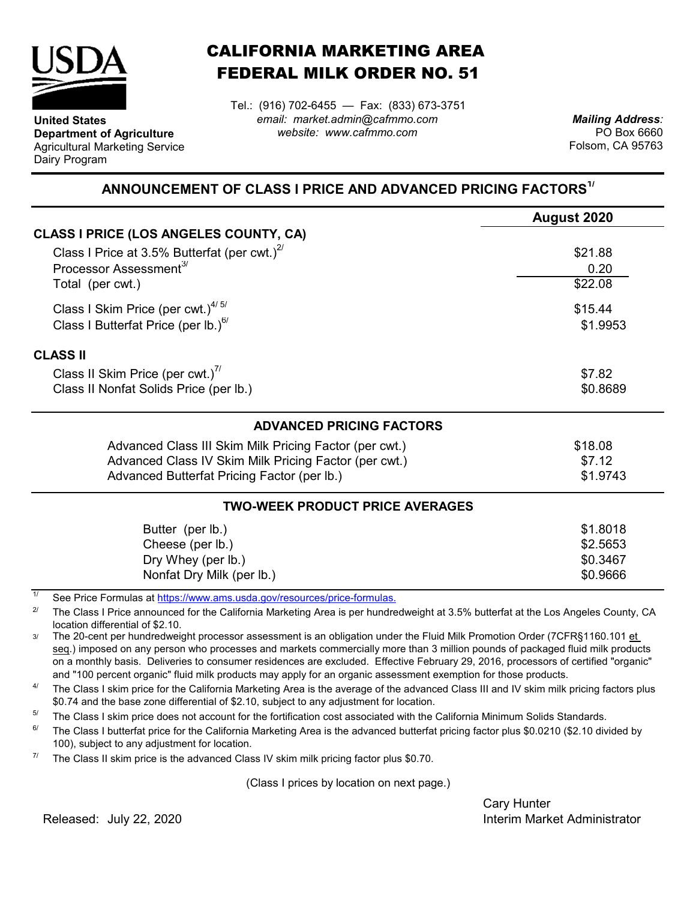**United States Department of Agriculture**
Agricultural Marketing Service
Dairy Program

# CALIFORNIA MARKETING AREA FEDERAL MILK ORDER NO. 51

Tel.: (916) 702-6455 — Fax: (833) 673-3751
*email: market.admin@cafmmo.com*
*website: www.cafmmo.com*

***Mailing Address:***
PO Box 6660
Folsom, CA 95763

## ANNOUNCEMENT OF CLASS I PRICE AND ADVANCED PRICING FACTORS[1/]

| | August 2020 |
|---|---|
| **CLASS I PRICE (LOS ANGELES COUNTY, CA)** | |
| Class I Price at 3.5% Butterfat (per cwt.)[2/] | $21.88 |
| Processor Assessment[3/] | 0.20 |
| Total (per cwt.) | $22.08 |
| Class I Skim Price (per cwt.)[4/ 5/] | $15.44 |
| Class I Butterfat Price (per lb.)[6/] | $1.9953 |
| **CLASS II** | |
| Class II Skim Price (per cwt.)[7/] | $7.82 |
| Class II Nonfat Solids Price (per lb.) | $0.8689 |
| **ADVANCED PRICING FACTORS** | |
| Advanced Class III Skim Milk Pricing Factor (per cwt.) | $18.08 |
| Advanced Class IV Skim Milk Pricing Factor (per cwt.) | $7.12 |
| Advanced Butterfat Pricing Factor (per lb.) | $1.9743 |
| **TWO-WEEK PRODUCT PRICE AVERAGES** | |
| Butter (per lb.) | $1.8018 |
| Cheese (per lb.) | $2.5653 |
| Dry Whey (per lb.) | $0.3467 |
| Nonfat Dry Milk (per lb.) | $0.9666 |

[1/] See Price Formulas at https://www.ams.usda.gov/resources/price-formulas.

[2/] The Class I Price announced for the California Marketing Area is per hundredweight at 3.5% butterfat at the Los Angeles County, CA location differential of $2.10.

[3/] The 20-cent per hundredweight processor assessment is an obligation under the Fluid Milk Promotion Order (7CFR§1160.101 et seq.) imposed on any person who processes and markets commercially more than 3 million pounds of packaged fluid milk products on a monthly basis. Deliveries to consumer residences are excluded. Effective February 29, 2016, processors of certified "organic" and "100 percent organic" fluid milk products may apply for an organic assessment exemption for those products.

[4/] The Class I skim price for the California Marketing Area is the average of the advanced Class III and IV skim milk pricing factors plus $0.74 and the base zone differential of $2.10, subject to any adjustment for location.

[5/] The Class I skim price does not account for the fortification cost associated with the California Minimum Solids Standards.

[6/] The Class I butterfat price for the California Marketing Area is the advanced butterfat pricing factor plus $0.0210 ($2.10 divided by 100), subject to any adjustment for location.

[7/] The Class II skim price is the advanced Class IV skim milk pricing factor plus $0.70.

(Class I prices by location on next page.)

Released: July 22, 2020

Cary Hunter
Interim Market Administrator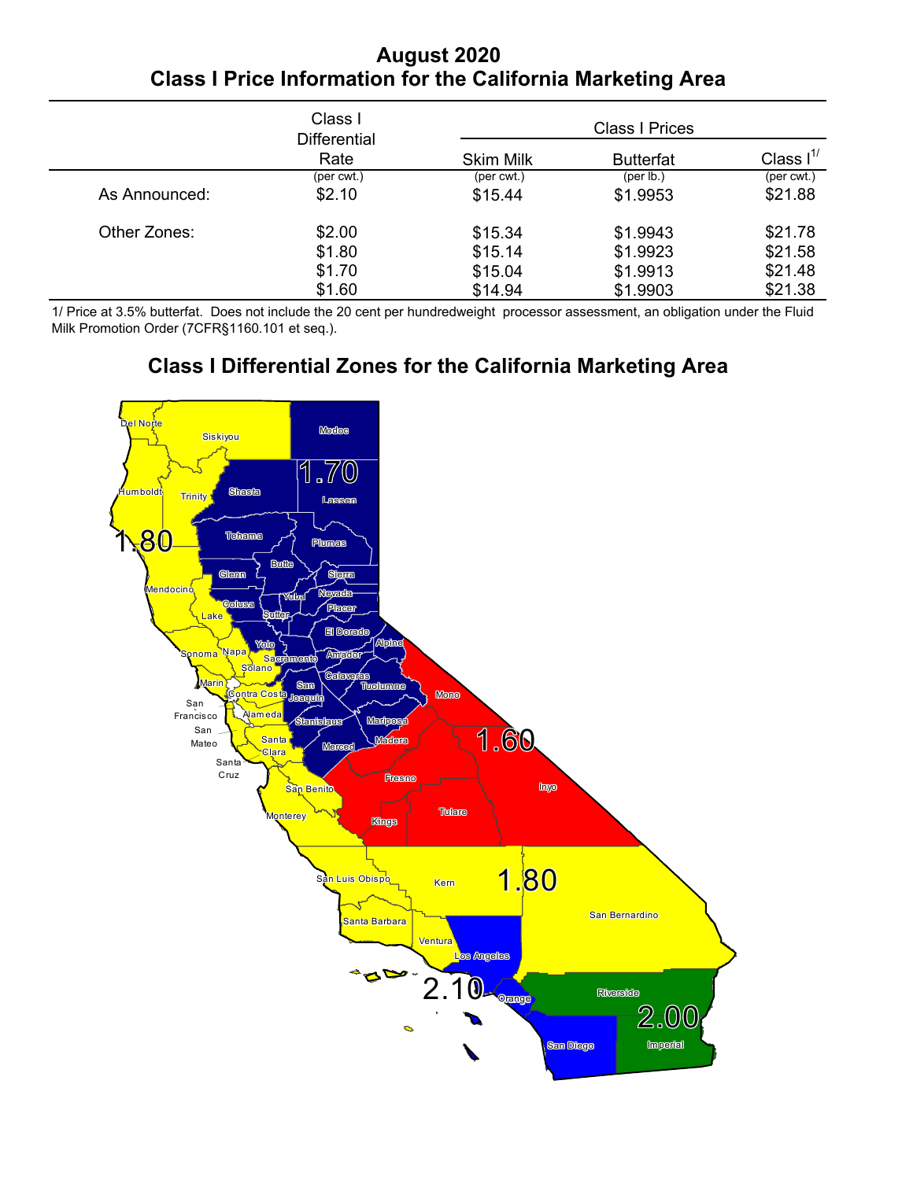# August 2020
# Class I Price Information for the California Marketing Area

| | Class I Differential Rate | Class I Prices | | |
|---|---|---|---|---|
| | | Skim Milk | Butterfat | Class I[1/] |
| | (per cwt.) | (per cwt.) | (per lb.) | (per cwt.) |
| As Announced: | $2.10 | $15.44 | $1.9953 | $21.88 |
| Other Zones: | $2.00 | $15.34 | $1.9943 | $21.78 |
| | $1.80 | $15.14 | $1.9923 | $21.58 |
| | $1.70 | $15.04 | $1.9913 | $21.48 |
| | $1.60 | $14.94 | $1.9903 | $21.38 |

1/ Price at 3.5% butterfat. Does not include the 20 cent per hundredweight processor assessment, an obligation under the Fluid Milk Promotion Order (7CFR§1160.101 et seq.).

## Class I Differential Zones for the California Marketing Area

Del Norte
Siskiyou
Modoc
1.70
Humboldt
Trinity
Shasta
Lassen
1.80
Tehama
Plumas
Butte
Glenn
Sierra
Mendocino
Yuba
Nevada
Colusa
Placer
Lake
Sutter
El Dorado
Yolo
Alpine
Sonoma
Napa
Sacramento
Amador
Solano
Calaveras
Marin
San Joaquin
Tuolumne
Mono
Contra Costa
San Francisco
Alameda
Stanislaus
Mariposa
San Mateo
Santa Clara
Merced
Madera
1.60
Santa Cruz
Fresno
San Benito
Inyo
Monterey
Tulare
Kings
San Luis Obispo
Kern
1.80
San Bernardino
Santa Barbara
Ventura
Los Angeles
2.10
Orange
Riverside
2.00
San Diego
Imperial